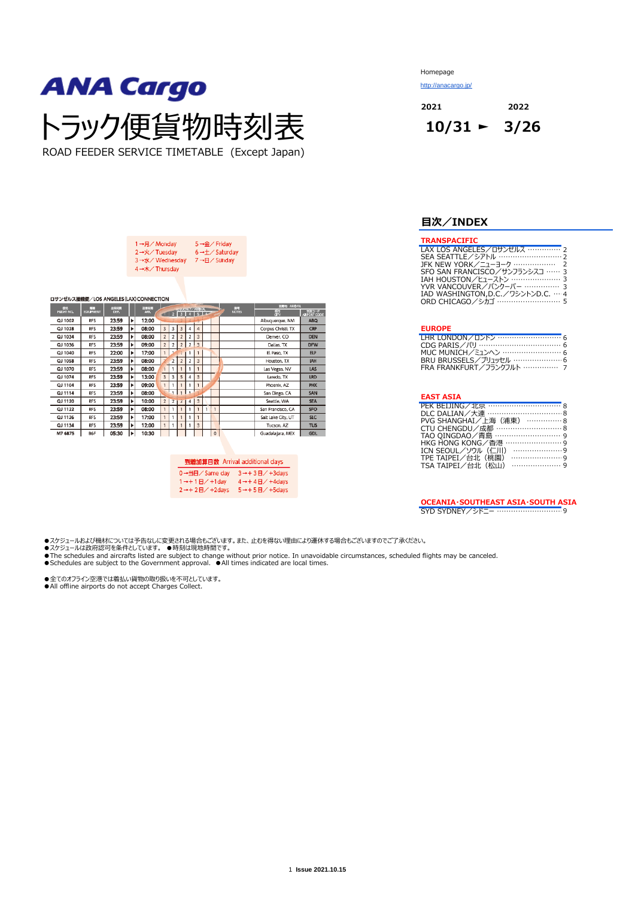# ANA Cargo

# トラック便貨物時刻表

ROAD FEEDER SERVICE TIMETABLE（Except Japan)

Homepage

http://anacargo.jp/

2021 10/31 ► 2022 3/26

1→月／Monday　2→火／Tuesday　3→水／Wednesday　4→木／Thursday　5→金／Friday　6→土／Saturday　7→日／Sunday

ロサンゼルス接続便／LOS ANGELES(LAX) CONNECTION

| 便名 FLIGHT NO. | 機材 EQUIPMENT | 出発時刻 DEP. | | 到着時刻 ARR. | 1 | 2 | 3 | 4 | 5 | 6 | 7 | 備考 NOTES | 到着地 ARRIVAL 都市 CITY | 空港コード AIRPORT CODE |
|---|---|---|---|---|---|---|---|---|---|---|---|---|---|---|
| OJ 1002 | RFS | 23:59 | ▶ | 12:00 | | 2 | 2 | 2 | 2 | | | | Albuquerque, NM | ABQ |
| OJ 1028 | RFS | 23:59 | ▶ | 08:00 | 3 | 3 | 3 | 4 | 4 | | | | Corpus Christi, TX | CRP |
| OJ 1034 | RFS | 23:59 | ▶ | 08:00 | 2 | 2 | 2 | 2 | 3 | | | | Denver, CO | DEN |
| OJ 1036 | RFS | 23:59 | ▶ | 09:00 | 2 | 2 | 2 | 2 | 3 | | | | Dallas, TX | DFW |
| OJ 1040 | RFS | 22:00 | ▶ | 17:00 | 1 | 1 | 1 | 1 | 1 | | | | El Paso, TX | ELP |
| OJ 1058 | RFS | 23:59 | ▶ | 08:00 | 2 | 2 | 2 | 2 | 3 | | | | Houston, TX | IAH |
| OJ 1070 | RFS | 23:59 | ▶ | 08:00 | 1 | 1 | 1 | 1 | 1 | | | | Las Vegas, NV | LAS |
| OJ 1074 | RFS | 23:59 | ▶ | 13:00 | 3 | 3 | 5 | 4 | 3 | | | | Laredo, TX | LRD |
| OJ 1104 | RFS | 23:59 | ▶ | 09:00 | 1 | 1 | 1 | 1 | 1 | | | | Phoenix, AZ | PHX |
| OJ 1114 | RFS | 23:59 | ▶ | 08:00 | 1 | 1 | 1 | 1 | 1 | | | | San Diego, CA | SAN |
| OJ 1120 | RFS | 23:59 | ▶ | 10:00 | 2 | 2 | 2 | 4 | 3 | | | | Seattle, WA | SEA |
| OJ 1122 | RFS | 23:59 | ▶ | 08:00 | 1 | 1 | 1 | 1 | 1 | 1 | 1 | | San Francisco, CA | SFO |
| OJ 1126 | RFS | 23:59 | ▶ | 17:00 | 1 | 1 | 1 | 1 | 1 | | | | Salt Lake City, UT | SLC |
| OJ 1134 | RFS | 23:59 | ▶ | 12:00 | 1 | 1 | 1 | 1 | 3 | | | | Tucson, AZ | TUS |
| M7 6875 | B6F | 05:30 | ▶ | 10:30 | | | | | | | 0 | | Guadalajara, MEX | GDL |

到着加算日数 Arrival additional days

0→当日／Same day　1→＋1日／+1day　2→＋2日／+2days　3→＋3日／+3days　4→＋4日／+4days　5→＋5日／+5days

## 目次／INDEX

**TRANSPACIFIC**

- LAX LOS ANGELES／ロサンゼルス ･････････････ 2
- SEA SEATTLE／シアトル ･････････････････････････ 2
- JFK NEW YORK／ニューヨーク ･････････････････ 2
- SFO SAN FRANCISCO／サンフランシスコ ･･････ 3
- IAH HOUSTON／ヒューストン ････････････････････ 3
- YVR VANCOUVER／バンクーバー ････････････････ 3
- IAD WASHINGTON,D.C.／ワシントンD.C. ･･･ 4
- ORD CHICAGO／シカゴ ･･････････････････････････ 5

**EUROPE**

- LHR LONDON／ロンドン ･･････････････････････････ 6
- CDG PARIS／パリ ････････････････････････････････ 6
- MUC MUNICH／ミュンヘン ････････････････････････ 6
- BRU BRUSSELS／ブリュッセル ････････････････････ 6
- FRA FRANKFURT／フランクフルト ････････････････ 7

**EAST ASIA**

- PEK BEIJING／北京 ･･････････････････････････････ 8
- DLC DALIAN／大連 ･･･････････････････････････････ 8
- PVG SHANGHAI／上海（浦東） ･･････････････ 8
- CTU CHENGDU／成都 ･････････････････････････････ 8
- TAO QINGDAO／青島 ･････････････････････････････ 9
- HKG HONG KONG／香港 ･･････････････････････････ 9
- ICN SEOUL／ソウル（仁川） ････････････････････ 9
- TPE TAIPEI／台北（桃園） ･････････････････････ 9
- TSA TAIPEI／台北（松山） ･････････････････････ 9

**OCEANIA･SOUTHEAST ASIA･SOUTH ASIA**

- SYD SYDNEY／シドニー ･･･････････････････････････ 9

●スケジュールおよび機材については予告なしに変更される場合もございます。また、止むを得ない理由により運休する場合もございますのでご了承ください。
●スケジュールは政府認可を条件としています。　●時刻は現地時間です。
●The schedules and aircrafts listed are subject to change without prior notice. In unavoidable circumstances, scheduled flights may be canceled.
●Schedules are subject to the Government approval.　●All times indicated are local times.

●全てのオフライン空港では着払い貨物の取り扱いを不可としています。
●All offline airports do not accept Charges Collect.

Issue 2021.10.15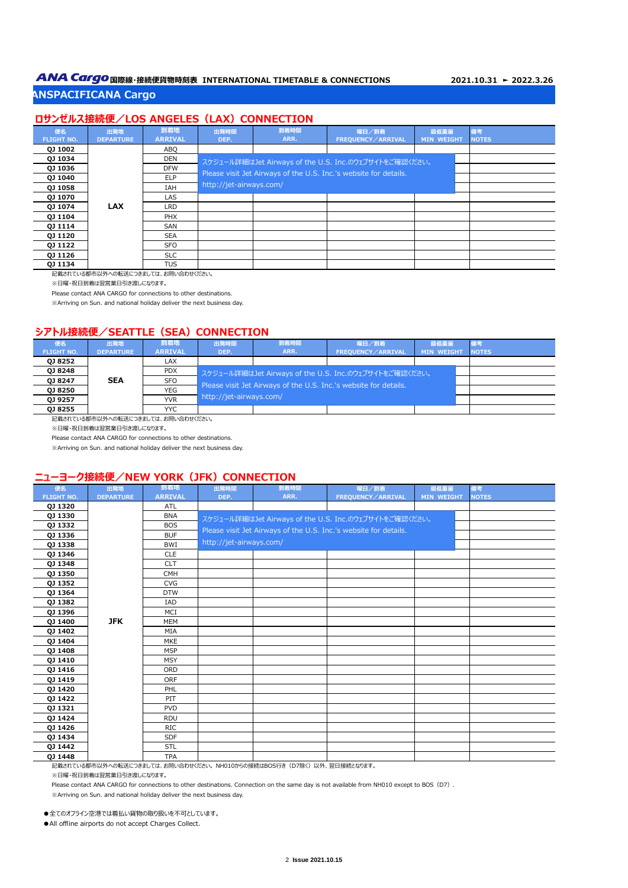**ANA Cargo** 国際線･接続便貨物時刻表 INTERNATIONAL TIMETABLE & CONNECTIONS 2021.10.31 ► 2022.3.26

## ANSPACIFICANA Cargo

### ロサンゼルス接続便／LOS ANGELES（LAX）CONNECTION

| 便名 FLIGHT NO. | 出発地 DEPARTURE | 到着地 ARRIVAL | 出発時間 DEP. | 到着時間 ARR. | 曜日／到着 FREQUENCY／ARRIVAL | 最低重量 MIN WEIGHT | 備考 NOTES |
|---|---|---|---|---|---|---|---|
| QJ 1002 | LAX | ABQ | | | | | |
| QJ 1034 | | DEN | | | | | |
| QJ 1036 | | DFW | | | | | |
| QJ 1040 | | ELP | | | | | |
| QJ 1058 | | IAH | | | | | |
| QJ 1070 | | LAS | | | | | |
| QJ 1074 | | LRD | | | | | |
| QJ 1104 | | PHX | | | | | |
| QJ 1114 | | SAN | | | | | |
| QJ 1120 | | SEA | | | | | |
| QJ 1122 | | SFO | | | | | |
| QJ 1126 | | SLC | | | | | |
| QJ 1134 | | TUS | | | | | |

スケジュール詳細はJet Airways of the U.S. Inc.のウェブサイトをご確認ください。
Please visit Jet Airways of the U.S. Inc.'s website for details.
http://jet-airways.com/

記載されている都市以外への転送につきましては、お問い合わせください。
※日曜・祝日到着は翌営業日引き渡しになります。
Please contact ANA CARGO for connections to other destinations.
※Arriving on Sun. and national holiday deliver the next business day.

### シアトル接続便／SEATTLE（SEA）CONNECTION

| 便名 FLIGHT NO. | 出発地 DEPARTURE | 到着地 ARRIVAL | 出発時間 DEP. | 到着時間 ARR. | 曜日／到着 FREQUENCY／ARRIVAL | 最低重量 MIN WEIGHT | 備考 NOTES |
|---|---|---|---|---|---|---|---|
| QJ 8252 | SEA | LAX | | | | | |
| QJ 8248 | | PDX | | | | | |
| QJ 8247 | | SFO | | | | | |
| QJ 8250 | | YEG | | | | | |
| QJ 9257 | | YVR | | | | | |
| QJ 8255 | | YYC | | | | | |

スケジュール詳細はJet Airways of the U.S. Inc.のウェブサイトをご確認ください。
Please visit Jet Airways of the U.S. Inc.'s website for details.
http://jet-airways.com/

記載されている都市以外への転送につきましては、お問い合わせください。
※日曜・祝日到着は翌営業日引き渡しになります。
Please contact ANA CARGO for connections to other destinations.
※Arriving on Sun. and national holiday deliver the next business day.

### ニューヨーク接続便／NEW YORK（JFK）CONNECTION

| 便名 FLIGHT NO. | 出発地 DEPARTURE | 到着地 ARRIVAL | 出発時間 DEP. | 到着時間 ARR. | 曜日／到着 FREQUENCY／ARRIVAL | 最低重量 MIN WEIGHT | 備考 NOTES |
|---|---|---|---|---|---|---|---|
| QJ 1320 | JFK | ATL | | | | | |
| QJ 1330 | | BNA | | | | | |
| QJ 1332 | | BOS | | | | | |
| QJ 1336 | | BUF | | | | | |
| QJ 1338 | | BWI | | | | | |
| QJ 1346 | | CLE | | | | | |
| QJ 1348 | | CLT | | | | | |
| QJ 1350 | | CMH | | | | | |
| QJ 1352 | | CVG | | | | | |
| QJ 1364 | | DTW | | | | | |
| QJ 1382 | | IAD | | | | | |
| QJ 1396 | | MCI | | | | | |
| QJ 1400 | | MEM | | | | | |
| QJ 1402 | | MIA | | | | | |
| QJ 1404 | | MKE | | | | | |
| QJ 1408 | | MSP | | | | | |
| QJ 1410 | | MSY | | | | | |
| QJ 1416 | | ORD | | | | | |
| QJ 1419 | | ORF | | | | | |
| QJ 1420 | | PHL | | | | | |
| QJ 1422 | | PIT | | | | | |
| QJ 1321 | | PVD | | | | | |
| QJ 1424 | | RDU | | | | | |
| QJ 1426 | | RIC | | | | | |
| QJ 1434 | | SDF | | | | | |
| QJ 1442 | | STL | | | | | |
| QJ 1448 | | TPA | | | | | |

スケジュール詳細はJet Airways of the U.S. Inc.のウェブサイトをご確認ください。
Please visit Jet Airways of the U.S. Inc.'s website for details.
http://jet-airways.com/

記載されている都市以外への転送につきましては、お問い合わせください。NH010からの接続はBOS行き（D7除く）以外、翌日接続となります。
※日曜・祝日到着は翌営業日引き渡しになります。
Please contact ANA CARGO for connections to other destinations. Connection on the same day is not available from NH010 except to BOS（D7）.
※Arriving on Sun. and national holiday deliver the next business day.

●全てのオフライン空港では着払い貨物の取り扱いを不可としています。
●All offline airports do not accept Charges Collect.

Issue 2021.10.15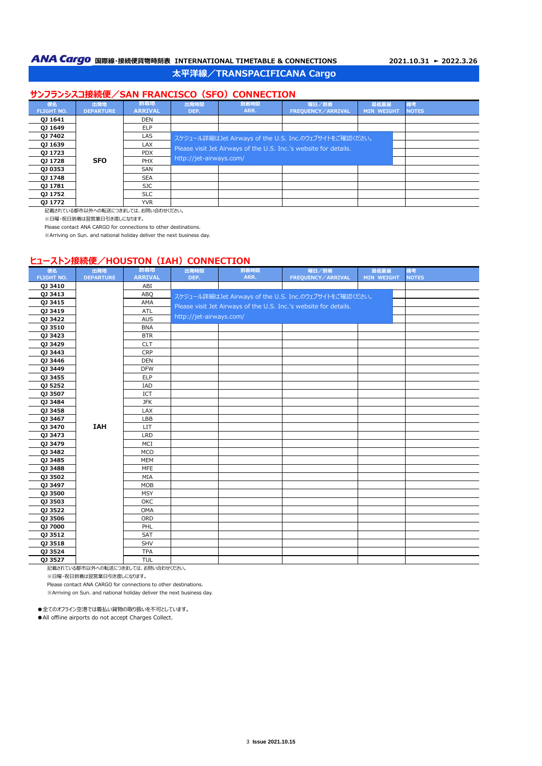**ANA Cargo** 国際線・接続便貨物時刻表 INTERNATIONAL TIMETABLE & CONNECTIONS 2021.10.31 ► 2022.3.26

## 太平洋線／TRANSPACIFICANA Cargo

### サンフランシスコ接続便／SAN FRANCISCO（SFO）CONNECTION

| 便名 FLIGHT NO. | 出発地 DEPARTURE | 到着地 ARRIVAL | 出発時間 DEP. | 到着時間 ARR. | 曜日／到着 FREQUENCY／ARRIVAL | 最低重量 MIN WEIGHT | 備考 NOTES |
|---|---|---|---|---|---|---|---|
| QJ 1641 | SFO | DEN | | | | | |
| QJ 1649 | | ELP | | | | | |
| QJ 7402 | | LAS | スケジュール詳細はJet Airways of the U.S. Inc.のウェブサイトをご確認ください。 Please visit Jet Airways of the U.S. Inc.'s website for details. http://jet-airways.com/ | | | | |
| QJ 1639 | | LAX | | | | | |
| QJ 1723 | | PDX | | | | | |
| QJ 1728 | | PHX | | | | | |
| QJ 0353 | | SAN | | | | | |
| QJ 1748 | | SEA | | | | | |
| QJ 1781 | | SJC | | | | | |
| QJ 1752 | | SLC | | | | | |
| QJ 1772 | | YVR | | | | | |

記載されている都市以外への転送につきましては、お問い合わせください。

※日曜・祝日到着は翌営業日引き渡しになります。

Please contact ANA CARGO for connections to other destinations.

※Arriving on Sun. and national holiday deliver the next business day.

### ヒューストン接続便／HOUSTON（IAH）CONNECTION

| 便名 FLIGHT NO. | 出発地 DEPARTURE | 到着地 ARRIVAL | 出発時間 DEP. | 到着時間 ARR. | 曜日／到着 FREQUENCY／ARRIVAL | 最低重量 MIN WEIGHT | 備考 NOTES |
|---|---|---|---|---|---|---|---|
| QJ 3410 | IAH | ABI | | | | | |
| QJ 3413 | | ABQ | スケジュール詳細はJet Airways of the U.S. Inc.のウェブサイトをご確認ください。 Please visit Jet Airways of the U.S. Inc.'s website for details. http://jet-airways.com/ | | | | |
| QJ 3415 | | AMA | | | | | |
| QJ 3419 | | ATL | | | | | |
| QJ 3422 | | AUS | | | | | |
| QJ 3510 | | BNA | | | | | |
| QJ 3423 | | BTR | | | | | |
| QJ 3429 | | CLT | | | | | |
| QJ 3443 | | CRP | | | | | |
| QJ 3446 | | DEN | | | | | |
| QJ 3449 | | DFW | | | | | |
| QJ 3455 | | ELP | | | | | |
| QJ 5252 | | IAD | | | | | |
| QJ 3507 | | ICT | | | | | |
| QJ 3484 | | JFK | | | | | |
| QJ 3458 | | LAX | | | | | |
| QJ 3467 | | LBB | | | | | |
| QJ 3470 | | LIT | | | | | |
| QJ 3473 | | LRD | | | | | |
| QJ 3479 | | MCI | | | | | |
| QJ 3482 | | MCO | | | | | |
| QJ 3485 | | MEM | | | | | |
| QJ 3488 | | MFE | | | | | |
| QJ 3502 | | MIA | | | | | |
| QJ 3497 | | MOB | | | | | |
| QJ 3500 | | MSY | | | | | |
| QJ 3503 | | OKC | | | | | |
| QJ 3522 | | OMA | | | | | |
| QJ 3506 | | ORD | | | | | |
| QJ 7000 | | PHL | | | | | |
| QJ 3512 | | SAT | | | | | |
| QJ 3518 | | SHV | | | | | |
| QJ 3524 | | TPA | | | | | |
| QJ 3527 | | TUL | | | | | |

記載されている都市以外への転送につきましては、お問い合わせください。

※日曜・祝日到着は翌営業日引き渡しになります。

Please contact ANA CARGO for connections to other destinations.

※Arriving on Sun. and national holiday deliver the next business day.

●全てのオフライン空港では着払い貨物の取り扱いを不可としています。

●All offline airports do not accept Charges Collect.

Issue 2021.10.15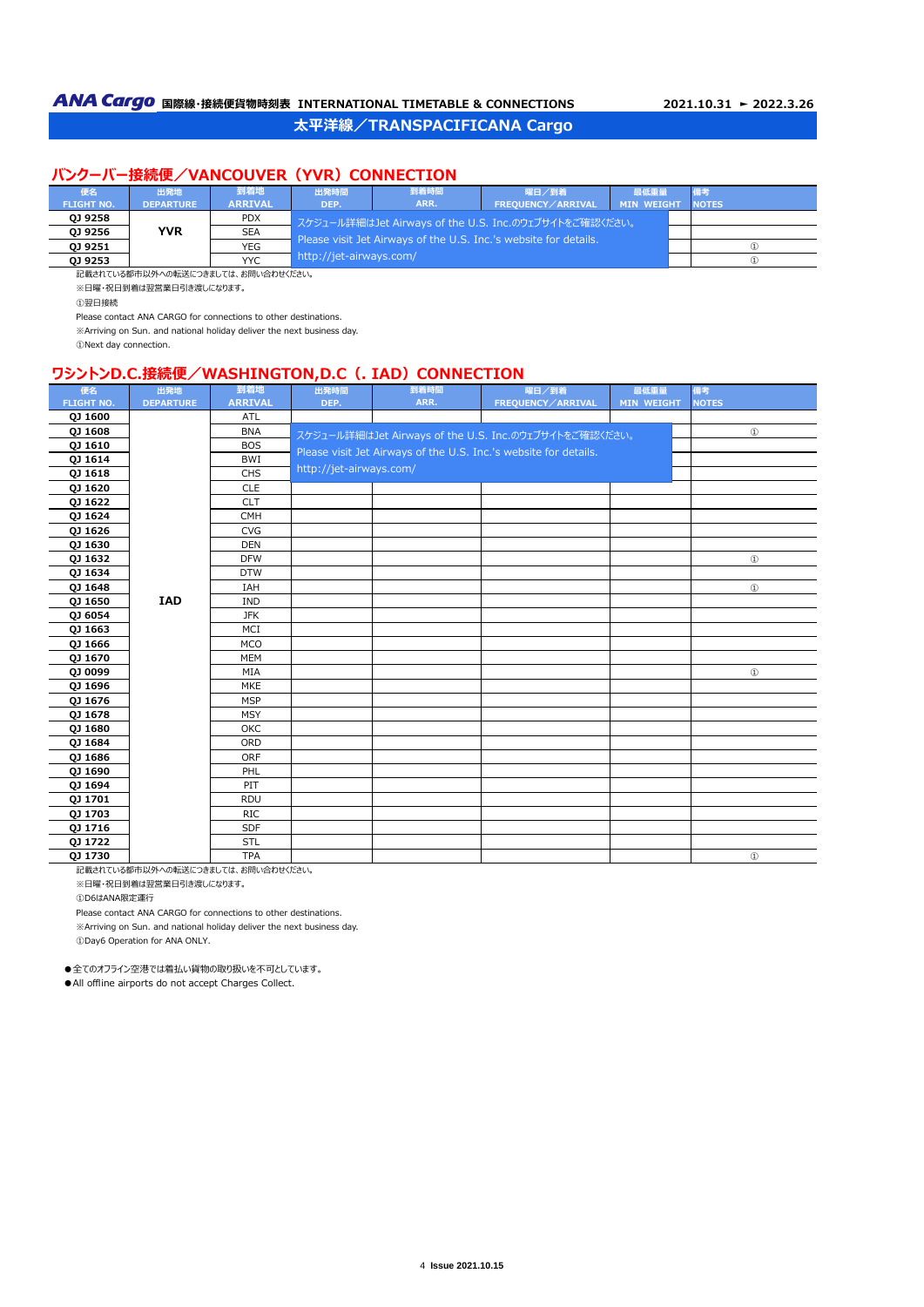**ANA Cargo** 国際線・接続便貨物時刻表 INTERNATIONAL TIMETABLE & CONNECTIONS 2021.10.31 ► 2022.3.26

## 太平洋線／TRANSPACIFICANA Cargo

### バンクーバー接続便／VANCOUVER（YVR）CONNECTION

| 便名 FLIGHT NO. | 出発地 DEPARTURE | 到着地 ARRIVAL | 出発時間 DEP. | 到着時間 ARR. | 曜日／到着 FREQUENCY／ARRIVAL | 最低重量 MIN WEIGHT | 備考 NOTES |
|---|---|---|---|---|---|---|---|
| QJ 9258 | YVR | PDX | スケジュール詳細はJet Airways of the U.S. Inc.のウェブサイトをご確認ください。 Please visit Jet Airways of the U.S. Inc.'s website for details. http://jet-airways.com/ | | | | |
| QJ 9256 | | SEA | | | | | |
| QJ 9251 | | YEG | | | | | ① |
| QJ 9253 | | YYC | | | | | ① |

記載されている都市以外への転送につきましては、お問い合わせください。

※日曜・祝日到着は翌営業日引き渡しになります。

①翌日接続

Please contact ANA CARGO for connections to other destinations.

※Arriving on Sun. and national holiday deliver the next business day.

①Next day connection.

### ワシントンD.C.接続便／WASHINGTON,D.C（. IAD）CONNECTION

| 便名 FLIGHT NO. | 出発地 DEPARTURE | 到着地 ARRIVAL | 出発時間 DEP. | 到着時間 ARR. | 曜日／到着 FREQUENCY／ARRIVAL | 最低重量 MIN WEIGHT | 備考 NOTES |
|---|---|---|---|---|---|---|---|
| QJ 1600 | IAD | ATL | | | | | |
| QJ 1608 | | BNA | スケジュール詳細はJet Airways of the U.S. Inc.のウェブサイトをご確認ください。 Please visit Jet Airways of the U.S. Inc.'s website for details. http://jet-airways.com/ | | | | ① |
| QJ 1610 | | BOS | | | | | |
| QJ 1614 | | BWI | | | | | |
| QJ 1618 | | CHS | | | | | |
| QJ 1620 | | CLE | | | | | |
| QJ 1622 | | CLT | | | | | |
| QJ 1624 | | CMH | | | | | |
| QJ 1626 | | CVG | | | | | |
| QJ 1630 | | DEN | | | | | |
| QJ 1632 | | DFW | | | | | ① |
| QJ 1634 | | DTW | | | | | |
| QJ 1648 | | IAH | | | | | ① |
| QJ 1650 | | IND | | | | | |
| QJ 6054 | | JFK | | | | | |
| QJ 1663 | | MCI | | | | | |
| QJ 1666 | | MCO | | | | | |
| QJ 1670 | | MEM | | | | | |
| QJ 0099 | | MIA | | | | | ① |
| QJ 1696 | | MKE | | | | | |
| QJ 1676 | | MSP | | | | | |
| QJ 1678 | | MSY | | | | | |
| QJ 1680 | | OKC | | | | | |
| QJ 1684 | | ORD | | | | | |
| QJ 1686 | | ORF | | | | | |
| QJ 1690 | | PHL | | | | | |
| QJ 1694 | | PIT | | | | | |
| QJ 1701 | | RDU | | | | | |
| QJ 1703 | | RIC | | | | | |
| QJ 1716 | | SDF | | | | | |
| QJ 1722 | | STL | | | | | |
| QJ 1730 | | TPA | | | | | ① |

記載されている都市以外への転送につきましては、お問い合わせください。

※日曜・祝日到着は翌営業日引き渡しになります。

①D6はANA限定運行

Please contact ANA CARGO for connections to other destinations.

※Arriving on Sun. and national holiday deliver the next business day.

①Day6 Operation for ANA ONLY.

●全てのオフライン空港では着払い貨物の取り扱いを不可としています。

●All offline airports do not accept Charges Collect.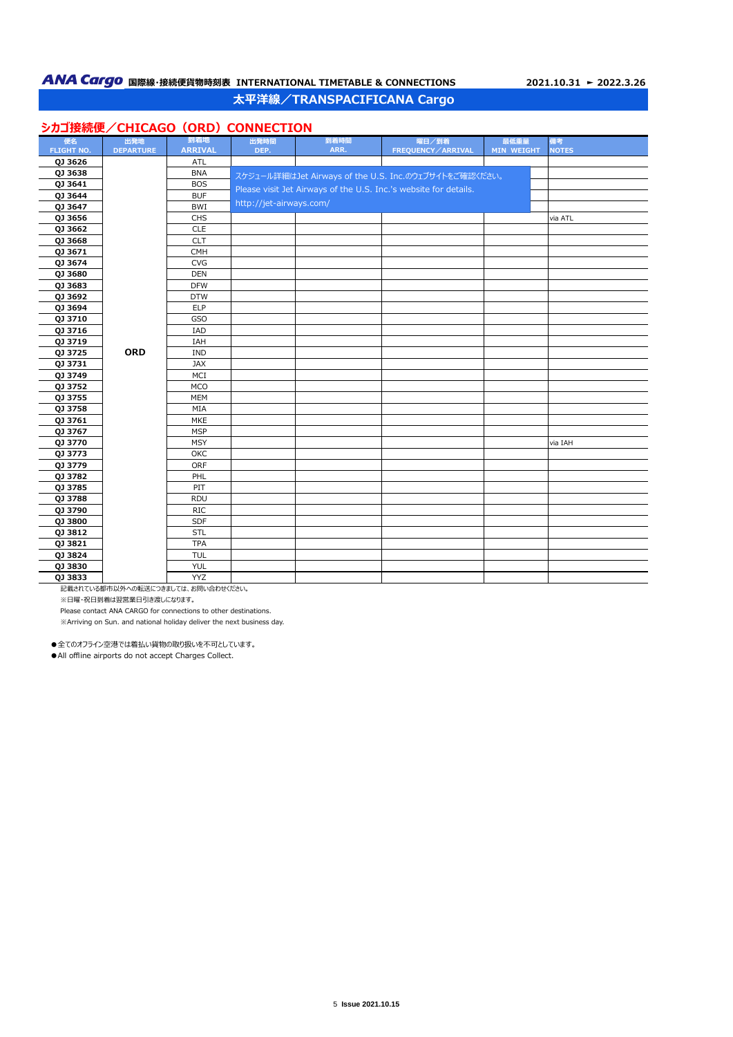# ANA Cargo 国際線・接続便貨物時刻表 INTERNATIONAL TIMETABLE & CONNECTIONS

2021.10.31 ► 2022.3.26

## 太平洋線／TRANSPACIFICANA Cargo

### シカゴ接続便／CHICAGO（ORD）CONNECTION

スケジュール詳細はJet Airways of the U.S. Inc.のウェブサイトをご確認ください。
Please visit Jet Airways of the U.S. Inc.'s website for details.
http://jet-airways.com/

| 便名 FLIGHT NO. | 出発地 DEPARTURE | 到着地 ARRIVAL | 出発時間 DEP. | 到着時間 ARR. | 曜日／到着 FREQUENCY／ARRIVAL | 最低重量 MIN WEIGHT | 備考 NOTES |
|---|---|---|---|---|---|---|---|
| QJ 3626 | ORD | ATL | | | | | |
| QJ 3638 | ORD | BNA | | | | | |
| QJ 3641 | ORD | BOS | | | | | |
| QJ 3644 | ORD | BUF | | | | | |
| QJ 3647 | ORD | BWI | | | | | |
| QJ 3656 | ORD | CHS | | | | | via ATL |
| QJ 3662 | ORD | CLE | | | | | |
| QJ 3668 | ORD | CLT | | | | | |
| QJ 3671 | ORD | CMH | | | | | |
| QJ 3674 | ORD | CVG | | | | | |
| QJ 3680 | ORD | DEN | | | | | |
| QJ 3683 | ORD | DFW | | | | | |
| QJ 3692 | ORD | DTW | | | | | |
| QJ 3694 | ORD | ELP | | | | | |
| QJ 3710 | ORD | GSO | | | | | |
| QJ 3716 | ORD | IAD | | | | | |
| QJ 3719 | ORD | IAH | | | | | |
| QJ 3725 | ORD | IND | | | | | |
| QJ 3731 | ORD | JAX | | | | | |
| QJ 3749 | ORD | MCI | | | | | |
| QJ 3752 | ORD | MCO | | | | | |
| QJ 3755 | ORD | MEM | | | | | |
| QJ 3758 | ORD | MIA | | | | | |
| QJ 3761 | ORD | MKE | | | | | |
| QJ 3767 | ORD | MSP | | | | | |
| QJ 3770 | ORD | MSY | | | | | via IAH |
| QJ 3773 | ORD | OKC | | | | | |
| QJ 3779 | ORD | ORF | | | | | |
| QJ 3782 | ORD | PHL | | | | | |
| QJ 3785 | ORD | PIT | | | | | |
| QJ 3788 | ORD | RDU | | | | | |
| QJ 3790 | ORD | RIC | | | | | |
| QJ 3800 | ORD | SDF | | | | | |
| QJ 3812 | ORD | STL | | | | | |
| QJ 3821 | ORD | TPA | | | | | |
| QJ 3824 | ORD | TUL | | | | | |
| QJ 3830 | ORD | YUL | | | | | |
| QJ 3833 | ORD | YYZ | | | | | |

記載されている都市以外への転送につきましては、お問い合わせください。
※日曜・祝日到着は翌営業日引き渡しになります。
Please contact ANA CARGO for connections to other destinations.
※Arriving on Sun. and national holiday deliver the next business day.

- 全てのオフライン空港では着払い貨物の取り扱いを不可としています。
- All offline airports do not accept Charges Collect.

Issue 2021.10.15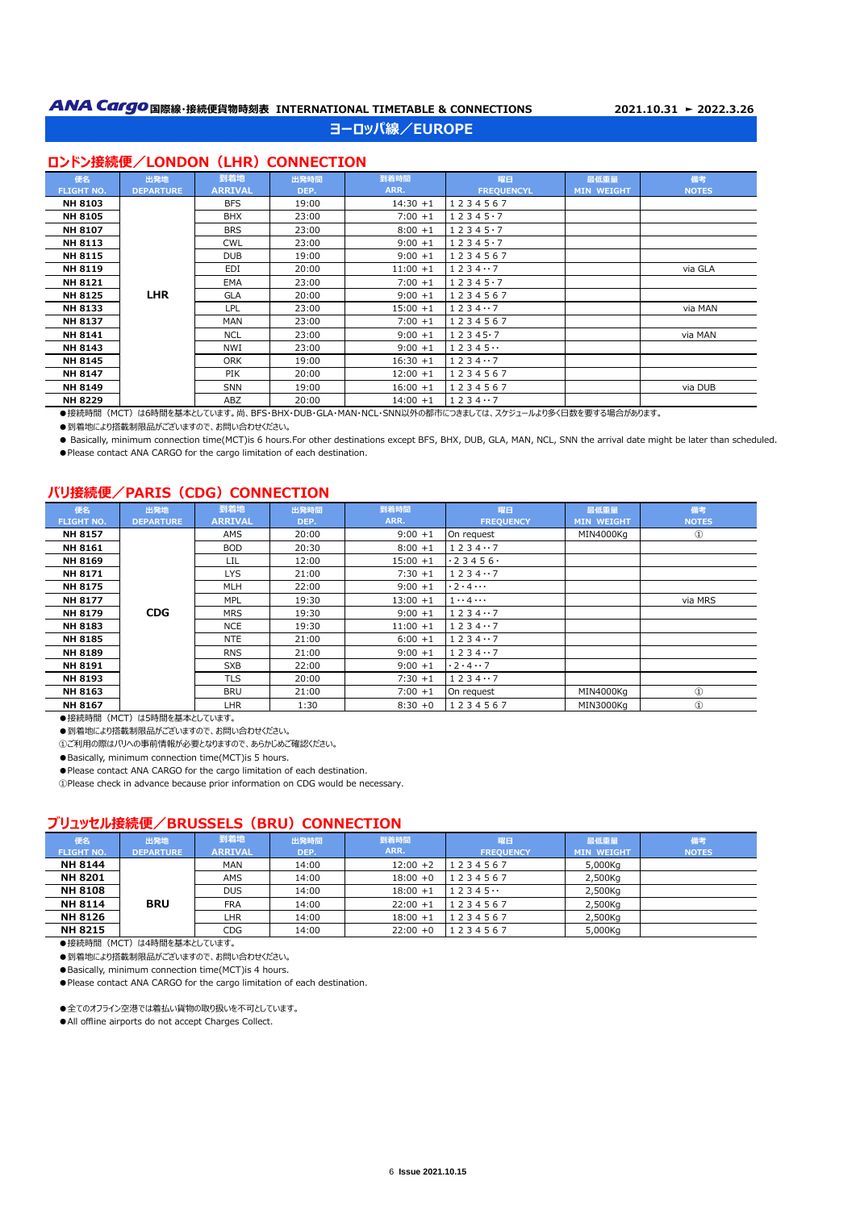**ANA Cargo** 国際線・接続便貨物時刻表 INTERNATIONAL TIMETABLE & CONNECTIONS　　2021.10.31 ► 2022.3.26

# ヨーロッパ線／EUROPE

## ロンドン接続便／LONDON（LHR）CONNECTION

| 便名 FLIGHT NO. | 出発地 DEPARTURE | 到着地 ARRIVAL | 出発時間 DEP. | 到着時間 ARR. | 曜日 FREQUENCY | 最低重量 MIN WEIGHT | 備考 NOTES |
|---|---|---|---|---|---|---|---|
| NH 8103 | LHR | BFS | 19:00 | 14:30 +1 | 1 2 3 4 5 6 7 | | |
| NH 8105 | | BHX | 23:00 | 7:00 +1 | 1 2 3 4 5・7 | | |
| NH 8107 | | BRS | 23:00 | 8:00 +1 | 1 2 3 4 5・7 | | |
| NH 8113 | | CWL | 23:00 | 9:00 +1 | 1 2 3 4 5・7 | | |
| NH 8115 | | DUB | 19:00 | 9:00 +1 | 1 2 3 4 5 6 7 | | |
| NH 8119 | | EDI | 20:00 | 11:00 +1 | 1 2 3 4・・7 | | via GLA |
| NH 8121 | | EMA | 23:00 | 7:00 +1 | 1 2 3 4 5・7 | | |
| NH 8125 | | GLA | 20:00 | 9:00 +1 | 1 2 3 4 5 6 7 | | |
| NH 8133 | | LPL | 23:00 | 15:00 +1 | 1 2 3 4・・7 | | via MAN |
| NH 8137 | | MAN | 23:00 | 7:00 +1 | 1 2 3 4 5 6 7 | | |
| NH 8141 | | NCL | 23:00 | 9:00 +1 | 1 2 3 4 5・7 | | via MAN |
| NH 8143 | | NWI | 23:00 | 9:00 +1 | 1 2 3 4 5・・ | | |
| NH 8145 | | ORK | 19:00 | 16:30 +1 | 1 2 3 4・・7 | | |
| NH 8147 | | PIK | 20:00 | 12:00 +1 | 1 2 3 4 5 6 7 | | |
| NH 8149 | | SNN | 19:00 | 16:00 +1 | 1 2 3 4 5 6 7 | | via DUB |
| NH 8229 | | ABZ | 20:00 | 14:00 +1 | 1 2 3 4・・7 | | |

●接続時間（MCT）は6時間を基本としています。尚、BFS・BHX・DUB・GLA・MAN・NCL・SNN以外の都市につきましては、スケジュールより多く日数を要する場合があります。

●到着地により搭載制限品がございますので、お問い合わせください。

● Basically, minimum connection time(MCT)is 6 hours.For other destinations except BFS, BHX, DUB, GLA, MAN, NCL, SNN the arrival date might be later than scheduled.

●Please contact ANA CARGO for the cargo limitation of each destination.

## パリ接続便／PARIS（CDG）CONNECTION

| 便名 FLIGHT NO. | 出発地 DEPARTURE | 到着地 ARRIVAL | 出発時間 DEP. | 到着時間 ARR. | 曜日 FREQUENCY | 最低重量 MIN WEIGHT | 備考 NOTES |
|---|---|---|---|---|---|---|---|
| NH 8157 | CDG | AMS | 20:00 | 9:00 +1 | On request | MIN4000Kg | ① |
| NH 8161 | | BOD | 20:30 | 8:00 +1 | 1 2 3 4・・7 | | |
| NH 8169 | | LIL | 12:00 | 15:00 +1 | ・2 3 4 5 6・ | | |
| NH 8171 | | LYS | 21:00 | 7:30 +1 | 1 2 3 4・・7 | | |
| NH 8175 | | MLH | 22:00 | 9:00 +1 | ・2・4・・・ | | |
| NH 8177 | | MPL | 19:30 | 13:00 +1 | 1・・4・・・ | | via MRS |
| NH 8179 | | MRS | 19:30 | 9:00 +1 | 1 2 3 4・・7 | | |
| NH 8183 | | NCE | 19:30 | 11:00 +1 | 1 2 3 4・・7 | | |
| NH 8185 | | NTE | 21:00 | 6:00 +1 | 1 2 3 4・・7 | | |
| NH 8189 | | RNS | 21:00 | 9:00 +1 | 1 2 3 4・・7 | | |
| NH 8191 | | SXB | 22:00 | 9:00 +1 | ・2・4・・7 | | |
| NH 8193 | | TLS | 20:00 | 7:30 +1 | 1 2 3 4・・7 | | |
| NH 8163 | | BRU | 21:00 | 7:00 +1 | On request | MIN4000Kg | ① |
| NH 8167 | | LHR | 1:30 | 8:30 +0 | 1 2 3 4 5 6 7 | MIN3000Kg | ① |

●接続時間（MCT）は5時間を基本としています。

●到着地により搭載制限品がございますので、お問い合わせください。

①ご利用の際はパリへの事前情報が必要となりますので、あらかじめご確認ください。

●Basically, minimum connection time(MCT)is 5 hours.

●Please contact ANA CARGO for the cargo limitation of each destination.

①Please check in advance because prior information on CDG would be necessary.

## ブリュッセル接続便／BRUSSELS（BRU）CONNECTION

| 便名 FLIGHT NO. | 出発地 DEPARTURE | 到着地 ARRIVAL | 出発時間 DEP. | 到着時間 ARR. | 曜日 FREQUENCY | 最低重量 MIN WEIGHT | 備考 NOTES |
|---|---|---|---|---|---|---|---|
| NH 8144 | BRU | MAN | 14:00 | 12:00 +2 | 1 2 3 4 5 6 7 | 5,000Kg | |
| NH 8201 | | AMS | 14:00 | 18:00 +0 | 1 2 3 4 5 6 7 | 2,500Kg | |
| NH 8108 | | DUS | 14:00 | 18:00 +1 | 1 2 3 4 5・・ | 2,500Kg | |
| NH 8114 | | FRA | 14:00 | 22:00 +1 | 1 2 3 4 5 6 7 | 2,500Kg | |
| NH 8126 | | LHR | 14:00 | 18:00 +1 | 1 2 3 4 5 6 7 | 2,500Kg | |
| NH 8215 | | CDG | 14:00 | 22:00 +0 | 1 2 3 4 5 6 7 | 5,000Kg | |

●接続時間（MCT）は4時間を基本としています。

●到着地により搭載制限品がございますので、お問い合わせください。

●Basically, minimum connection time(MCT)is 4 hours.

●Please contact ANA CARGO for the cargo limitation of each destination.

●全てのオフライン空港では着払い貨物の取り扱いを不可としています。

●All offline airports do not accept Charges Collect.

Issue 2021.10.15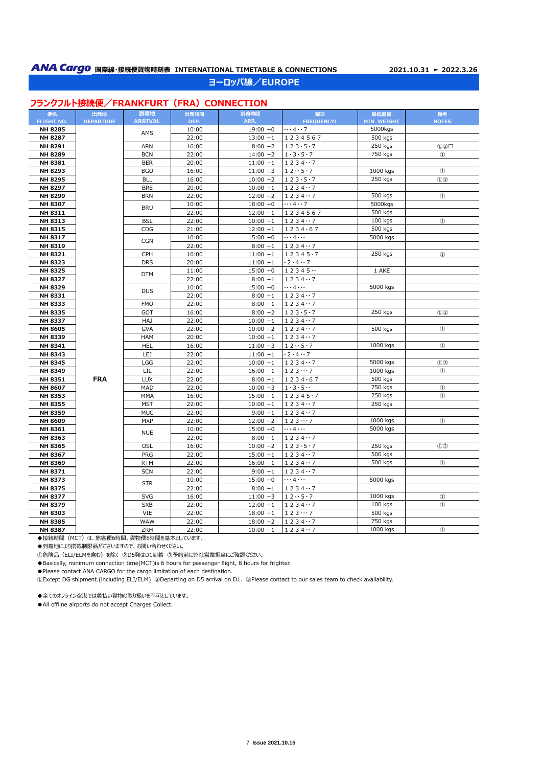**ANA Cargo** 国際線･接続便貨物時刻表 INTERNATIONAL TIMETABLE & CONNECTIONS　　2021.10.31 ► 2022.3.26

## ヨーロッパ線／EUROPE

### フランクフルト接続便／FRANKFURT（FRA）CONNECTION

| 便名 FLIGHT NO. | 出発地 DEPARTURE | 到着地 ARRIVAL | 出発時間 DEP. | 到着時間 ARR. | 曜日 FREQUENCYL | 最低重量 MIN WEIGHT | 備考 NOTES |
|---|---|---|---|---|---|---|---|
| NH 8285 | FRA | AMS | 10:00 | 19:00 +0 | ･･･4･･7 | 5000kgs | |
| NH 8287 | | AMS | 22:00 | 13:00 +1 | 1 2 3 4 5 6 7 | 500 kgs | |
| NH 8291 | | ARN | 16:00 | 8:00 +2 | 1 2 3･5･7 | 250 kgs | ①②□ |
| NH 8289 | | BCN | 22:00 | 14:00 +2 | 1･3･5･7 | 750 kgs | ① |
| NH 8381 | | BER | 20:00 | 11:00 +1 | 1 2 3 4･･7 | | |
| NH 8293 | | BGO | 16:00 | 11:00 +3 | 1 2･･5･7 | 1000 kgs | ① |
| NH 8295 | | BLL | 16:00 | 10:00 +2 | 1 2 3･5･7 | 250 kgs | ①② |
| NH 8297 | | BRE | 20:00 | 10:00 +1 | 1 2 3 4･･7 | | |
| NH 8299 | | BRN | 22:00 | 12:00 +2 | 1 2 3 4･･7 | 500 kgs | ① |
| NH 8307 | | BRU | 10:00 | 18:00 +0 | ･･･4･･7 | 5000kgs | |
| NH 8311 | | BRU | 22:00 | 12:00 +1 | 1 2 3 4 5 6 7 | 500 kgs | |
| NH 8313 | | BSL | 22:00 | 10:00 +1 | 1 2 3 4･･7 | 100 kgs | ① |
| NH 8315 | | CDG | 21:00 | 12:00 +1 | 1 2 3 4･6 7 | 500 kgs | |
| NH 8317 | | CGN | 10:00 | 15:00 +0 | ･･･4･･･ | 5000 kgs | |
| NH 8319 | | CGN | 22:00 | 8:00 +1 | 1 2 3 4･･7 | | |
| NH 8321 | | CPH | 16:00 | 11:00 +1 | 1 2 3 4 5･7 | 250 kgs | ① |
| NH 8323 | | DRS | 20:00 | 11:00 +1 | ･2･4･･7 | | |
| NH 8325 | | DTM | 11:00 | 15:00 +0 | 1 2 3 4 5･･ | 1 AKE | |
| NH 8327 | | DTM | 22:00 | 8:00 +1 | 1 2 3 4･･7 | | |
| NH 8329 | | DUS | 10:00 | 15:00 +0 | ･･･4･･･ | 5000 kgs | |
| NH 8331 | | DUS | 22:00 | 8:00 +1 | 1 2 3 4･･7 | | |
| NH 8333 | | FMO | 22:00 | 8:00 +1 | 1 2 3 4･･7 | | |
| NH 8335 | | GOT | 16:00 | 8:00 +2 | 1 2 3･5･7 | 250 kgs | ①② |
| NH 8337 | | HAJ | 22:00 | 10:00 +1 | 1 2 3 4･･7 | | |
| NH 8605 | | GVA | 22:00 | 10:00 +2 | 1 2 3 4･･7 | 500 kgs | ① |
| NH 8339 | | HAM | 20:00 | 10:00 +1 | 1 2 3 4･･7 | | |
| NH 8341 | | HEL | 16:00 | 11:00 +3 | 1 2･･5･7 | 1000 kgs | ① |
| NH 8343 | | LEJ | 22:00 | 11:00 +1 | ･2･4･･7 | | |
| NH 8345 | | LGG | 22:00 | 10:00 +1 | 1 2 3 4･･7 | 5000 kgs | ①③ |
| NH 8349 | | LIL | 22:00 | 16:00 +1 | 1 2 3･･･7 | 1000 kgs | ① |
| NH 8351 | | LUX | 22:00 | 8:00 +1 | 1 2 3 4･6 7 | 500 kgs | |
| NH 8607 | | MAD | 22:00 | 10:00 +3 | 1･3･5･･ | 750 kgs | ① |
| NH 8353 | | MMA | 16:00 | 15:00 +1 | 1 2 3 4 5･7 | 250 kgs | ① |
| NH 8355 | | MST | 22:00 | 10:00 +1 | 1 2 3 4･･7 | 250 kgs | |
| NH 8359 | | MUC | 22:00 | 9:00 +1 | 1 2 3 4･･7 | | |
| NH 8609 | | MXP | 22:00 | 12:00 +2 | 1 2 3･･･7 | 1000 kgs | ① |
| NH 8361 | | NUE | 10:00 | 15:00 +0 | ･･･4･･･ | 5000 kgs | |
| NH 8363 | | NUE | 22:00 | 8:00 +1 | 1 2 3 4･･7 | | |
| NH 8365 | | OSL | 16:00 | 10:00 +2 | 1 2 3･5･7 | 250 kgs | ①② |
| NH 8367 | | PRG | 22:00 | 15:00 +1 | 1 2 3 4･･7 | 500 kgs | |
| NH 8369 | | RTM | 22:00 | 16:00 +1 | 1 2 3 4･･7 | 500 kgs | ① |
| NH 8371 | | SCN | 22:00 | 9:00 +1 | 1 2 3 4･･7 | | |
| NH 8373 | | STR | 10:00 | 15:00 +0 | ･･･4･･･ | 5000 kgs | |
| NH 8375 | | STR | 22:00 | 8:00 +1 | 1 2 3 4･･7 | | |
| NH 8377 | | SVG | 16:00 | 11:00 +3 | 1 2･･5･7 | 1000 kgs | ① |
| NH 8379 | | SXB | 22:00 | 12:00 +1 | 1 2 3 4･･7 | 100 kgs | ① |
| NH 8303 | | VIE | 22:00 | 18:00 +1 | 1 2 3･･･7 | 500 kgs | |
| NH 8385 | | WAW | 22:00 | 18:00 +2 | 1 2 3 4･･7 | 750 kgs | |
| NH 8387 | | ZRH | 22:00 | 10:00 +1 | 1 2 3 4･･7 | 1000 kgs | ① |

●接続時間（MCT）は、旅客便6時間、貨物便8時間を基本としています。

●到着地により搭載制限品がございますので、お問い合わせください。

①危険品（ELI/ELMを含む）を除く ②D5発はD1到着 ③予約前に弊社営業担当にご確認ください。

●Basically, minimum connection time(MCT)is 6 hours for passenger flight, 8 hours for frighter.

●Please contact ANA CARGO for the cargo limitation of each destination.

①Except DG shipment.(including ELI/ELM) ②Departing on D5 arrival on D1. ③Please contact to our sales team to check availability.

●全てのオフライン空港では着払い貨物の取り扱いを不可としています。

●All offline airports do not accept Charges Collect.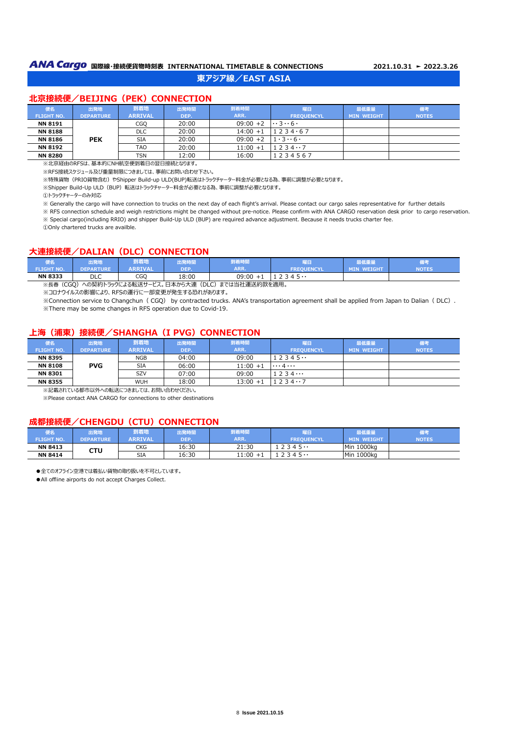**ANA Cargo** 国際線・接続便貨物時刻表 INTERNATIONAL TIMETABLE & CONNECTIONS　2021.10.31 ► 2022.3.26

# 東アジア線／EAST ASIA

## 北京接続便／BEIJING（PEK）CONNECTION

| 便名 FLIGHT NO. | 出発地 DEPARTURE | 到着地 ARRIVAL | 出発時間 DEP. | 到着時間 ARR. | 曜日 FREQUENCYL | 最低重量 MIN WEIGHT | 備考 NOTES |
|---|---|---|---|---|---|---|---|
| NN 8191 | PEK | CGQ | 20:00 | 09:00 +2 | ･･3･･6･ | | |
| NN 8188 | | DLC | 20:00 | 14:00 +1 | 1 2 3 4･6 7 | | |
| NN 8186 | | SIA | 20:00 | 09:00 +2 | 1･3･･6･ | | |
| NN 8192 | | TAO | 20:00 | 11:00 +1 | 1 2 3 4･･7 | | |
| NN 8280 | | TSN | 12:00 | 16:00 | 1 2 3 4 5 6 7 | | |

※北京経由のRFSは、基本的にNH航空便到着日の翌日接続となります。

※RFS接続スケジュール及び重量制限につきましては、事前にお問い合わせ下さい。

※特殊貨物（PRIO貨物含む）やShipper Build-up ULD(BUP)転送はトラックチャーター料金が必要となる為、事前に調整が必要となります。

※Shipper Build-Up ULD（BUP）転送はトラックチャーター料金が必要となる為、事前に調整が必要となります。

①トラックチャーターのみ対応

※ Generally the cargo will have connection to trucks on the next day of each flight's arrival. Please contact our cargo sales representative for further details

※ RFS connection schedule and weigh restrictions might be changed without pre-notice. Please confirm with ANA CARGO reservation desk prior to cargo reservation.

※ Special cargo(including RRIO) and shipper Build-Up ULD (BUP) are required advance adjustment. Because it needs trucks charter fee.

①Only chartered trucks are availble.

## 大連接続便／DALIAN（DLC）CONNECTION

| 便名 FLIGHT NO. | 出発地 DEPARTURE | 到着地 ARRIVAL | 出発時間 DEP. | 到着時間 ARR. | 曜日 FREQUENCYL | 最低重量 MIN WEIGHT | 備考 NOTES |
|---|---|---|---|---|---|---|---|
| NN 8333 | DLC | CGQ | 18:00 | 09:00 +1 | 1 2 3 4 5･･ | | |

※長春（CGQ）への契約トラックによる転送サービス。日本から大連（DLC）までは当社運送約款を適用。

※コロナウイルスの影響により、RFSの運行に一部変更が発生する恐れがあります。

※Connection service to Changchun（CGQ） by contracted trucks. ANA's transportation agreement shall be applied from Japan to Dalian（DLC）.

※There may be some changes in RFS operation due to Covid-19.

## 上海（浦東）接続便／SHANGHA（I PVG）CONNECTION

| 便名 FLIGHT NO. | 出発地 DEPARTURE | 到着地 ARRIVAL | 出発時間 DEP. | 到着時間 ARR. | 曜日 FREQUENCYL | 最低重量 MIN WEIGHT | 備考 NOTES |
|---|---|---|---|---|---|---|---|
| NN 8395 | PVG | NGB | 04:00 | 09:00 | 1 2 3 4 5･･ | | |
| NN 8108 | | SIA | 06:00 | 11:00 +1 | ･･･4･･･ | | |
| NN 8301 | | SZV | 07:00 | 09:00 | 1 2 3 4･･･ | | |
| NN 8355 | | WUH | 18:00 | 13:00 +1 | 1 2 3 4･･7 | | |

※記載されている都市以外への転送につきましては、お問い合わせください。

※Please contact ANA CARGO for connections to other destinations

## 成都接続便／CHENGDU（CTU）CONNECTION

| 便名 FLIGHT NO. | 出発地 DEPARTURE | 到着地 ARRIVAL | 出発時間 DEP. | 到着時間 ARR. | 曜日 FREQUENCYL | 最低重量 MIN WEIGHT | 備考 NOTES |
|---|---|---|---|---|---|---|---|
| NN 8413 | CTU | CKG | 16:30 | 21:30 | 1 2 3 4 5･･ | Min 1000kg | |
| NN 8414 | | SIA | 16:30 | 11:00 +1 | 1 2 3 4 5･･ | Min 1000kg | |

●全てのオフライン空港では着払い貨物の取り扱いを不可としています。

●All offline airports do not accept Charges Collect.

Issue 2021.10.15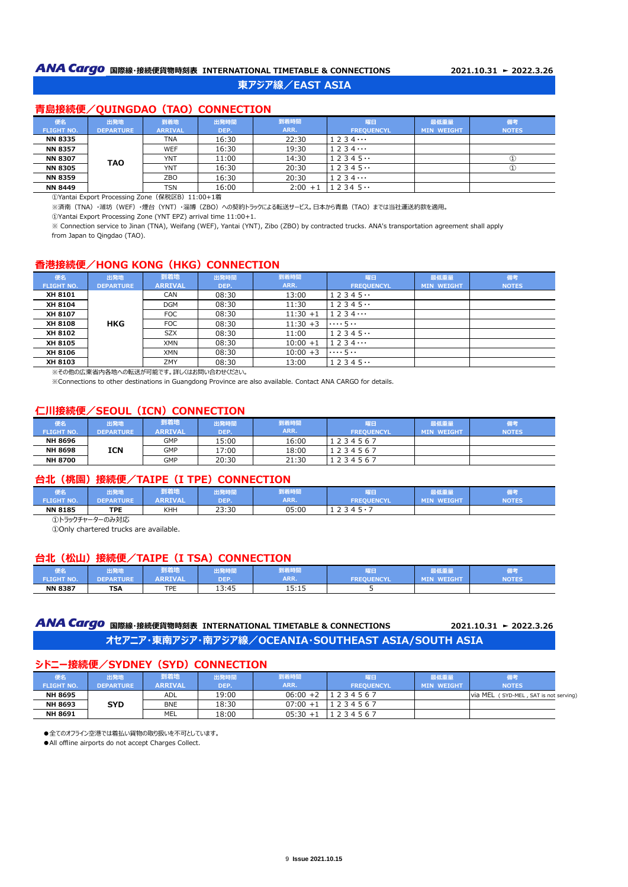**ANA Cargo** 国際線・接続便貨物時刻表 INTERNATIONAL TIMETABLE & CONNECTIONS　2021.10.31 ► 2022.3.26

## 東アジア線／EAST ASIA

### 青島接続便／QUINGDAO（TAO）CONNECTION

| 便名 FLIGHT NO. | 出発地 DEPARTURE | 到着地 ARRIVAL | 出発時間 DEP. | 到着時間 ARR. | 曜日 FREQUENCYL | 最低重量 MIN WEIGHT | 備考 NOTES |
|---|---|---|---|---|---|---|---|
| NH 8335 | TAO | TNA | 16:30 | 22:30 | 1 2 3 4・・・ | | |
| NH 8357 | | WEF | 16:30 | 19:30 | 1 2 3 4・・・ | | |
| NH 8307 | | YNT | 11:00 | 14:30 | 1 2 3 4 5・・ | | ① |
| NH 8305 | | YNT | 16:30 | 20:30 | 1 2 3 4 5・・ | | ① |
| NH 8359 | | ZBO | 16:30 | 20:30 | 1 2 3 4・・・ | | |
| NH 8449 | | TSN | 16:00 | 2:00 +1 | 1 2 3 4 5・・ | | |

①Yantai Export Processing Zone（保税区B）11:00+1着

※済南（TNA）・濰坊（WEF）・煙台（YNT）・淄博（ZBO）への契約トラックによる転送サービス。日本から青島（TAO）までは当社運送約款を適用。

①Yantai Export Processing Zone (YNT EPZ) arrival time 11:00+1.

※ Connection service to Jinan (TNA), Weifang (WEF), Yantai (YNT), Zibo (ZBO) by contracted trucks. ANA's transportation agreement shall apply from Japan to Qingdao (TAO).

### 香港接続便／HONG KONG（HKG）CONNECTION

| 便名 FLIGHT NO. | 出発地 DEPARTURE | 到着地 ARRIVAL | 出発時間 DEP. | 到着時間 ARR. | 曜日 FREQUENCYL | 最低重量 MIN WEIGHT | 備考 NOTES |
|---|---|---|---|---|---|---|---|
| XH 8101 | HKG | CAN | 08:30 | 13:00 | 1 2 3 4 5・・ | | |
| XH 8104 | | DGM | 08:30 | 11:30 | 1 2 3 4 5・・ | | |
| XH 8107 | | FOC | 08:30 | 11:30 +1 | 1 2 3 4・・・ | | |
| XH 8108 | | FOC | 08:30 | 11:30 +3 | ・・・・5・・ | | |
| XH 8102 | | SZX | 08:30 | 11:00 | 1 2 3 4 5・・ | | |
| XH 8105 | | XMN | 08:30 | 10:00 +1 | 1 2 3 4・・・ | | |
| XH 8106 | | XMN | 08:30 | 10:00 +3 | ・・・・5・・ | | |
| XH 8103 | | ZMY | 08:30 | 13:00 | 1 2 3 4 5・・ | | |

※その他の広東省内各地への転送が可能です。詳しくはお問い合わせください。

※Connections to other destinations in Guangdong Province are also available. Contact ANA CARGO for details.

### 仁川接続便／SEOUL（ICN）CONNECTION

| 便名 FLIGHT NO. | 出発地 DEPARTURE | 到着地 ARRIVAL | 出発時間 DEP. | 到着時間 ARR. | 曜日 FREQUENCYL | 最低重量 MIN WEIGHT | 備考 NOTES |
|---|---|---|---|---|---|---|---|
| NH 8696 | ICN | GMP | 15:00 | 16:00 | 1 2 3 4 5 6 7 | | |
| NH 8698 | | GMP | 17:00 | 18:00 | 1 2 3 4 5 6 7 | | |
| NH 8700 | | GMP | 20:30 | 21:30 | 1 2 3 4 5 6 7 | | |

### 台北（桃園）接続便／TAIPE（I TPE）CONNECTION

| 便名 FLIGHT NO. | 出発地 DEPARTURE | 到着地 ARRIVAL | 出発時間 DEP. | 到着時間 ARR. | 曜日 FREQUENCYL | 最低重量 MIN WEIGHT | 備考 NOTES |
|---|---|---|---|---|---|---|---|
| NN 8185 | TPE | KHH | 23:30 | 05:00 | 1 2 3 4 5・7 | | |

①トラックチャーターのみ対応

①Only chartered trucks are available.

### 台北（松山）接続便／TAIPE（I TSA）CONNECTION

| 便名 FLIGHT NO. | 出発地 DEPARTURE | 到着地 ARRIVAL | 出発時間 DEP. | 到着時間 ARR. | 曜日 FREQUENCYL | 最低重量 MIN WEIGHT | 備考 NOTES |
|---|---|---|---|---|---|---|---|
| NN 8387 | TSA | TPE | 13:45 | 15:15 | 5 | | |

**ANA Cargo** 国際線・接続便貨物時刻表 INTERNATIONAL TIMETABLE & CONNECTIONS　2021.10.31 ► 2022.3.26

## オセアニア・東南アジア・南アジア線／OCEANIA・SOUTHEAST ASIA/SOUTH ASIA

### シドニー接続便／SYDNEY（SYD）CONNECTION

| 便名 FLIGHT NO. | 出発地 DEPARTURE | 到着地 ARRIVAL | 出発時間 DEP. | 到着時間 ARR. | 曜日 FREQUENCYL | 最低重量 MIN WEIGHT | 備考 NOTES |
|---|---|---|---|---|---|---|---|
| NH 8695 | SYD | ADL | 19:00 | 06:00 +2 | 1 2 3 4 5 6 7 | | via MEL（SYD-MEL , SAT is not serving) |
| NH 8693 | | BNE | 18:30 | 07:00 +1 | 1 2 3 4 5 6 7 | | |
| NH 8691 | | MEL | 18:00 | 05:30 +1 | 1 2 3 4 5 6 7 | | |

●全てのオフライン空港では着払い貨物の取り扱いを不可としています。

●All offline airports do not accept Charges Collect.

Issue 2021.10.15